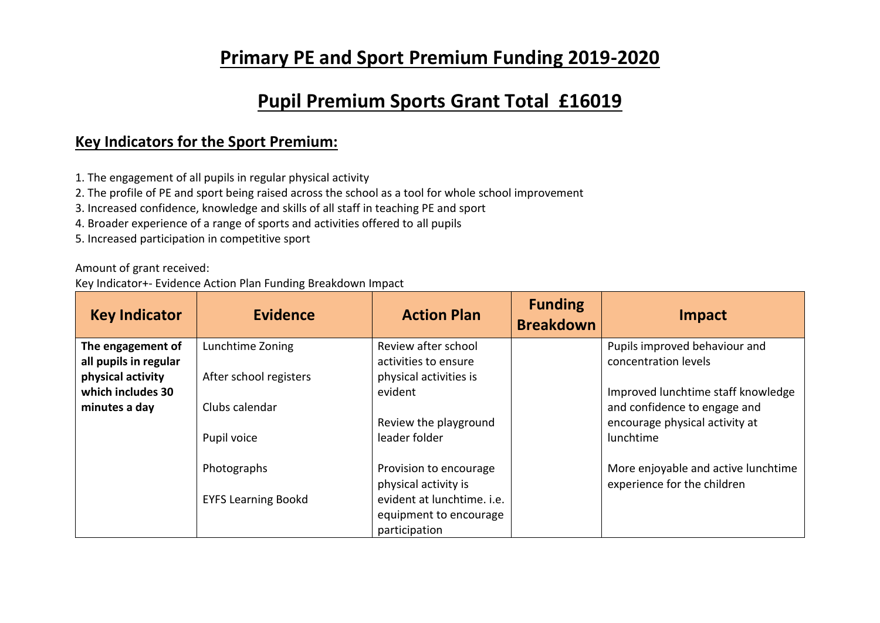# Primary PE and Sport Premium Funding 2019-2020

# Pupil Premium Sports Grant Total £16019

## Key Indicators for the Sport Premium:

1. The engagement of all pupils in regular physical activity
2. The profile of PE and sport being raised across the school as a tool for whole school improvement
3. Increased confidence, knowledge and skills of all staff in teaching PE and sport
4. Broader experience of a range of sports and activities offered to all pupils
5. Increased participation in competitive sport

Amount of grant received:

Key Indicator+- Evidence Action Plan Funding Breakdown Impact

| Key Indicator | Evidence | Action Plan | Funding Breakdown | Impact |
|---|---|---|---|---|
| **The engagement of all pupils in regular physical activity which includes 30 minutes a day** | Lunchtime Zoning<br><br>After school registers<br><br>Clubs calendar<br><br>Pupil voice<br><br>Photographs<br><br>EYFS Learning Bookd | Review after school activities to ensure physical activities is evident<br><br>Review the playground leader folder<br><br>Provision to encourage physical activity is evident at lunchtime. i.e. equipment to encourage participation | | Pupils improved behaviour and concentration levels<br><br>Improved lunchtime staff knowledge and confidence to engage and encourage physical activity at lunchtime<br><br>More enjoyable and active lunchtime experience for the children |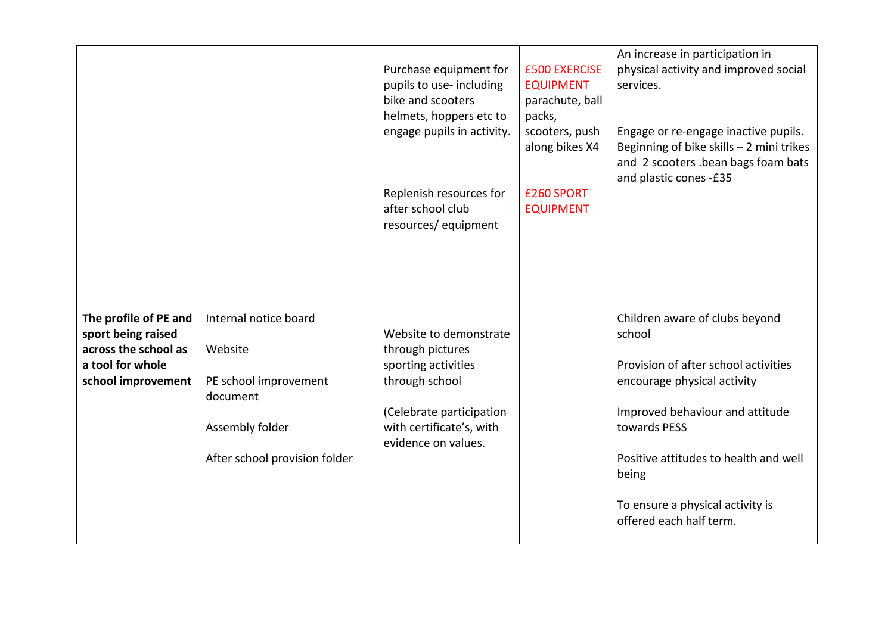|  |  |  |  |  |
|---|---|---|---|---|
|  |  | Purchase equipment for pupils to use- including bike and scooters helmets, hoppers etc to engage pupils in activity.<br><br>Replenish resources for after school club resources/ equipment | £500 EXERCISE EQUIPMENT parachute, ball packs, scooters, push along bikes X4<br><br>£260 SPORT EQUIPMENT | An increase in participation in physical activity and improved social services.<br><br>Engage or re-engage inactive pupils. Beginning of bike skills – 2 mini trikes and 2 scooters .bean bags foam bats and plastic cones -£35 |
| **The profile of PE and sport being raised across the school as a tool for whole school improvement** | Internal notice board<br><br>Website<br><br>PE school improvement document<br><br>Assembly folder<br><br>After school provision folder | Website to demonstrate through pictures sporting activities through school<br><br>(Celebrate participation with certificate's, with evidence on values. |  | Children aware of clubs beyond school<br><br>Provision of after school activities encourage physical activity<br><br>Improved behaviour and attitude towards PESS<br><br>Positive attitudes to health and well being<br><br>To ensure a physical activity is offered each half term. |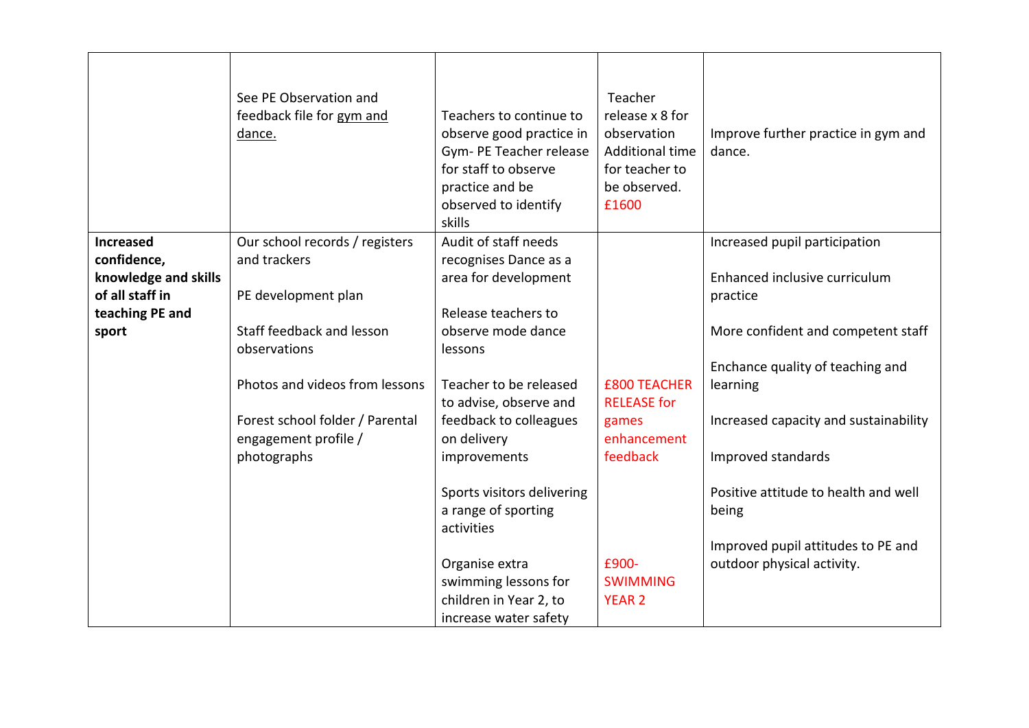| | | | | |
|---|---|---|---|---|
| | See PE Observation and feedback file for gym and dance. | Teachers to continue to observe good practice in Gym- PE Teacher release for staff to observe practice and be observed to identify skills | Teacher release x 8 for observation Additional time for teacher to be observed. £1600 | Improve further practice in gym and dance. |
| **Increased confidence, knowledge and skills of all staff in teaching PE and sport** | Our school records / registers and trackers<br><br>PE development plan<br><br>Staff feedback and lesson observations<br><br>Photos and videos from lessons<br><br>Forest school folder / Parental engagement profile / photographs | Audit of staff needs recognises Dance as a area for development<br><br>Release teachers to observe mode dance lessons<br><br>Teacher to be released to advise, observe and feedback to colleagues on delivery improvements<br><br>Sports visitors delivering a range of sporting activities<br><br>Organise extra swimming lessons for children in Year 2, to increase water safety | £800 TEACHER RELEASE for games enhancement feedback<br><br>£900- SWIMMING YEAR 2 | Increased pupil participation<br><br>Enhanced inclusive curriculum practice<br><br>More confident and competent staff<br><br>Enchance quality of teaching and learning<br><br>Increased capacity and sustainability<br><br>Improved standards<br><br>Positive attitude to health and well being<br><br>Improved pupil attitudes to PE and outdoor physical activity. |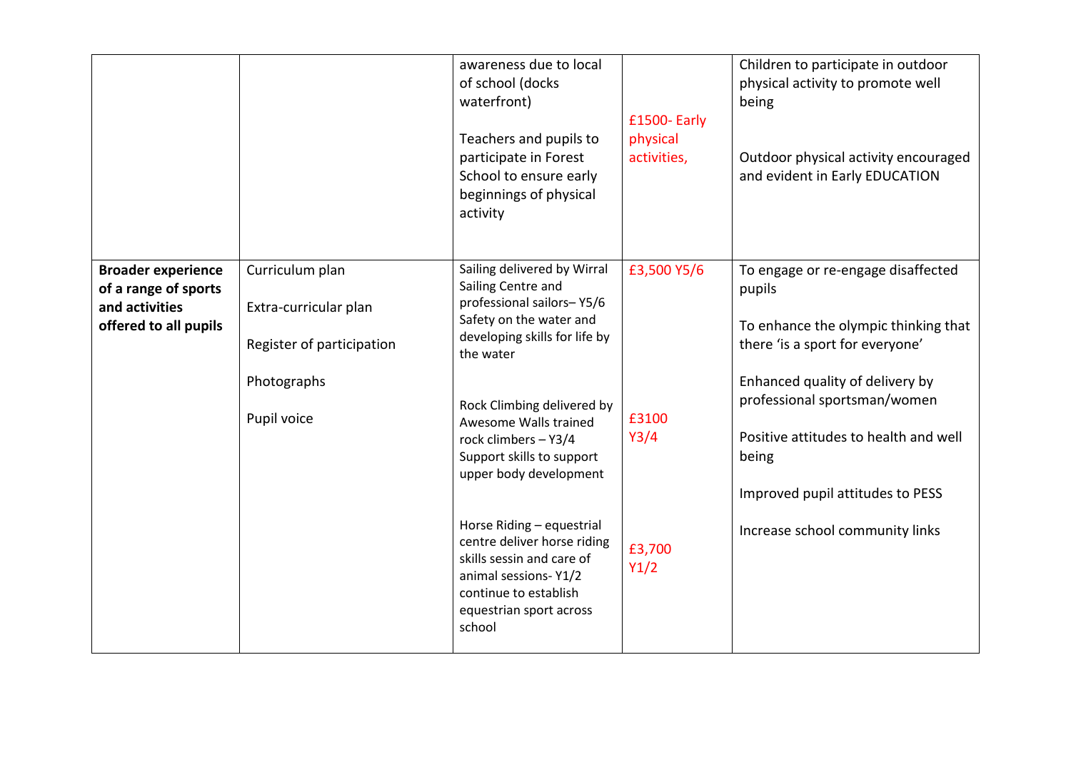| | | | | |
|---|---|---|---|---|
| | | awareness due to local of school (docks waterfront)<br><br>Teachers and pupils to participate in Forest School to ensure early beginnings of physical activity | £1500- Early physical activities, | Children to participate in outdoor physical activity to promote well being<br><br>Outdoor physical activity encouraged and evident in Early EDUCATION |
| **Broader experience of a range of sports and activities offered to all pupils** | Curriculum plan<br><br>Extra-curricular plan<br><br>Register of participation<br><br>Photographs<br><br>Pupil voice | Sailing delivered by Wirral Sailing Centre and professional sailors– Y5/6 Safety on the water and developing skills for life by the water<br><br>Rock Climbing delivered by Awesome Walls trained rock climbers – Y3/4 Support skills to support upper body development<br><br>Horse Riding – equestrian centre deliver horse riding skills sessin and care of animal sessions- Y1/2 continue to establish equestrian sport across school | £3,500 Y5/6<br><br>£3100 Y3/4<br><br>£3,700 Y1/2 | To engage or re-engage disaffected pupils<br><br>To enhance the olympic thinking that there 'is a sport for everyone'<br><br>Enhanced quality of delivery by professional sportsman/women<br><br>Positive attitudes to health and well being<br><br>Improved pupil attitudes to PESS<br><br>Increase school community links |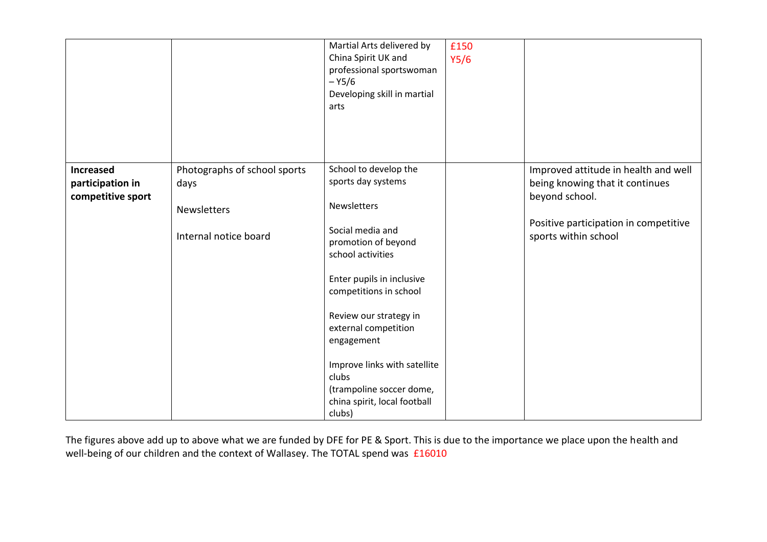| | | | | |
|---|---|---|---|---|
| | | Martial Arts delivered by China Spirit UK and professional sportswoman – Y5/6<br>Developing skill in martial arts | £150<br>Y5/6 | |
| **Increased participation in competitive sport** | Photographs of school sports days<br><br>Newsletters<br><br>Internal notice board | School to develop the sports day systems<br><br>Newsletters<br><br>Social media and promotion of beyond school activities<br><br>Enter pupils in inclusive competitions in school<br><br>Review our strategy in external competition engagement<br><br>Improve links with satellite clubs<br>(trampoline soccer dome, china spirit, local football clubs) | | Improved attitude in health and well being knowing that it continues beyond school.<br><br>Positive participation in competitive sports within school |

The figures above add up to above what we are funded by DFE for PE & Sport. This is due to the importance we place upon the health and well-being of our children and the context of Wallasey. The TOTAL spend was £16010